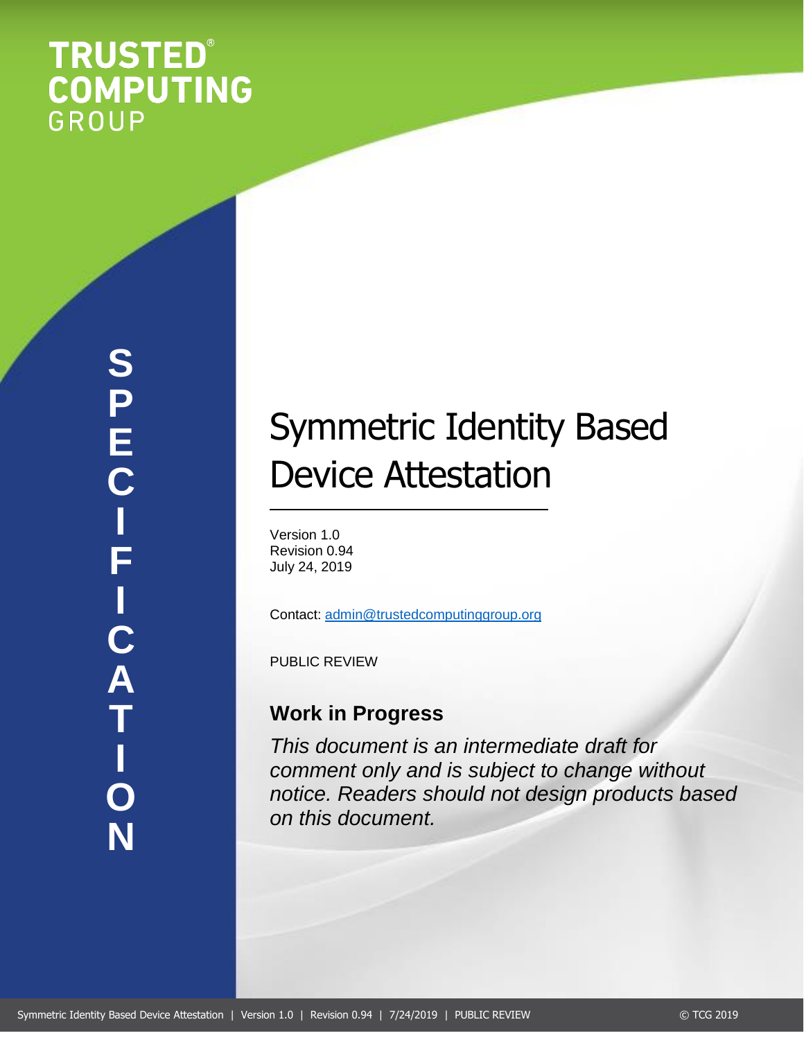TRUSTED® COMPUTING GROUP

SPECIFICATION

# Symmetric Identity Based Device Attestation

Version 1.0
Revision 0.94
July 24, 2019

Contact: admin@trustedcomputinggroup.org

PUBLIC REVIEW

## Work in Progress

*This document is an intermediate draft for comment only and is subject to change without notice. Readers should not design products based on this document.*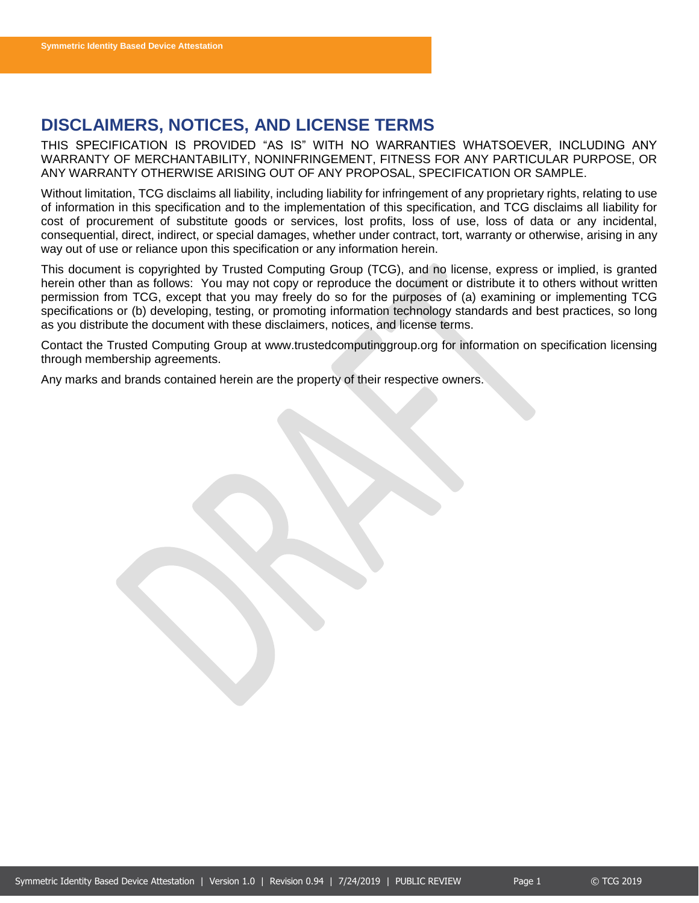## DISCLAIMERS, NOTICES, AND LICENSE TERMS

THIS SPECIFICATION IS PROVIDED "AS IS" WITH NO WARRANTIES WHATSOEVER, INCLUDING ANY WARRANTY OF MERCHANTABILITY, NONINFRINGEMENT, FITNESS FOR ANY PARTICULAR PURPOSE, OR ANY WARRANTY OTHERWISE ARISING OUT OF ANY PROPOSAL, SPECIFICATION OR SAMPLE.

Without limitation, TCG disclaims all liability, including liability for infringement of any proprietary rights, relating to use of information in this specification and to the implementation of this specification, and TCG disclaims all liability for cost of procurement of substitute goods or services, lost profits, loss of use, loss of data or any incidental, consequential, direct, indirect, or special damages, whether under contract, tort, warranty or otherwise, arising in any way out of use or reliance upon this specification or any information herein.

This document is copyrighted by Trusted Computing Group (TCG), and no license, express or implied, is granted herein other than as follows: You may not copy or reproduce the document or distribute it to others without written permission from TCG, except that you may freely do so for the purposes of (a) examining or implementing TCG specifications or (b) developing, testing, or promoting information technology standards and best practices, so long as you distribute the document with these disclaimers, notices, and license terms.

Contact the Trusted Computing Group at www.trustedcomputinggroup.org for information on specification licensing through membership agreements.

Any marks and brands contained herein are the property of their respective owners.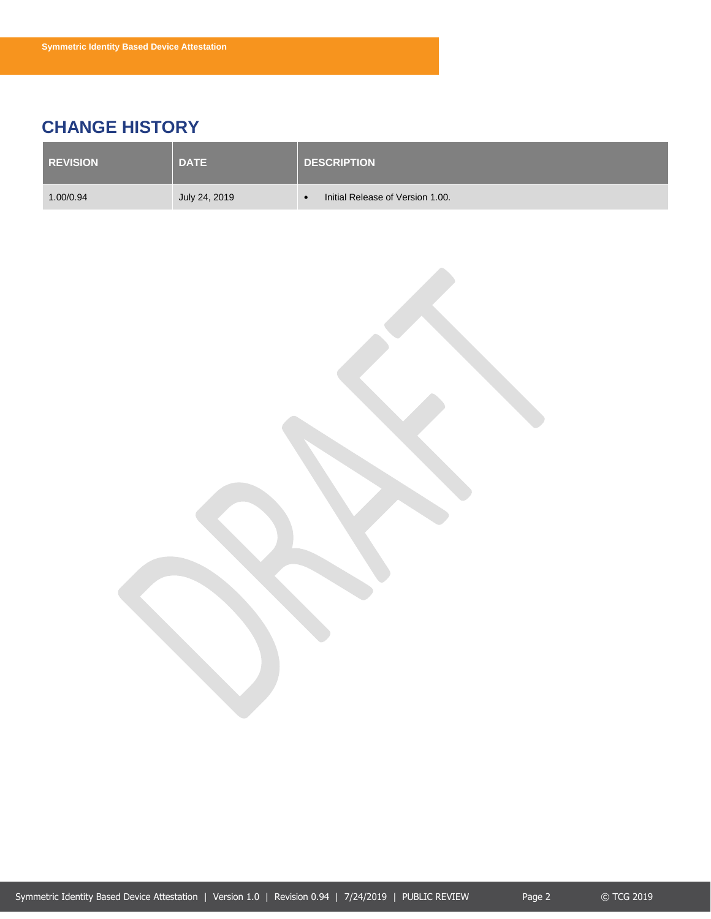# CHANGE HISTORY

| REVISION | DATE | DESCRIPTION |
| --- | --- | --- |
| 1.00/0.94 | July 24, 2019 | • Initial Release of Version 1.00. |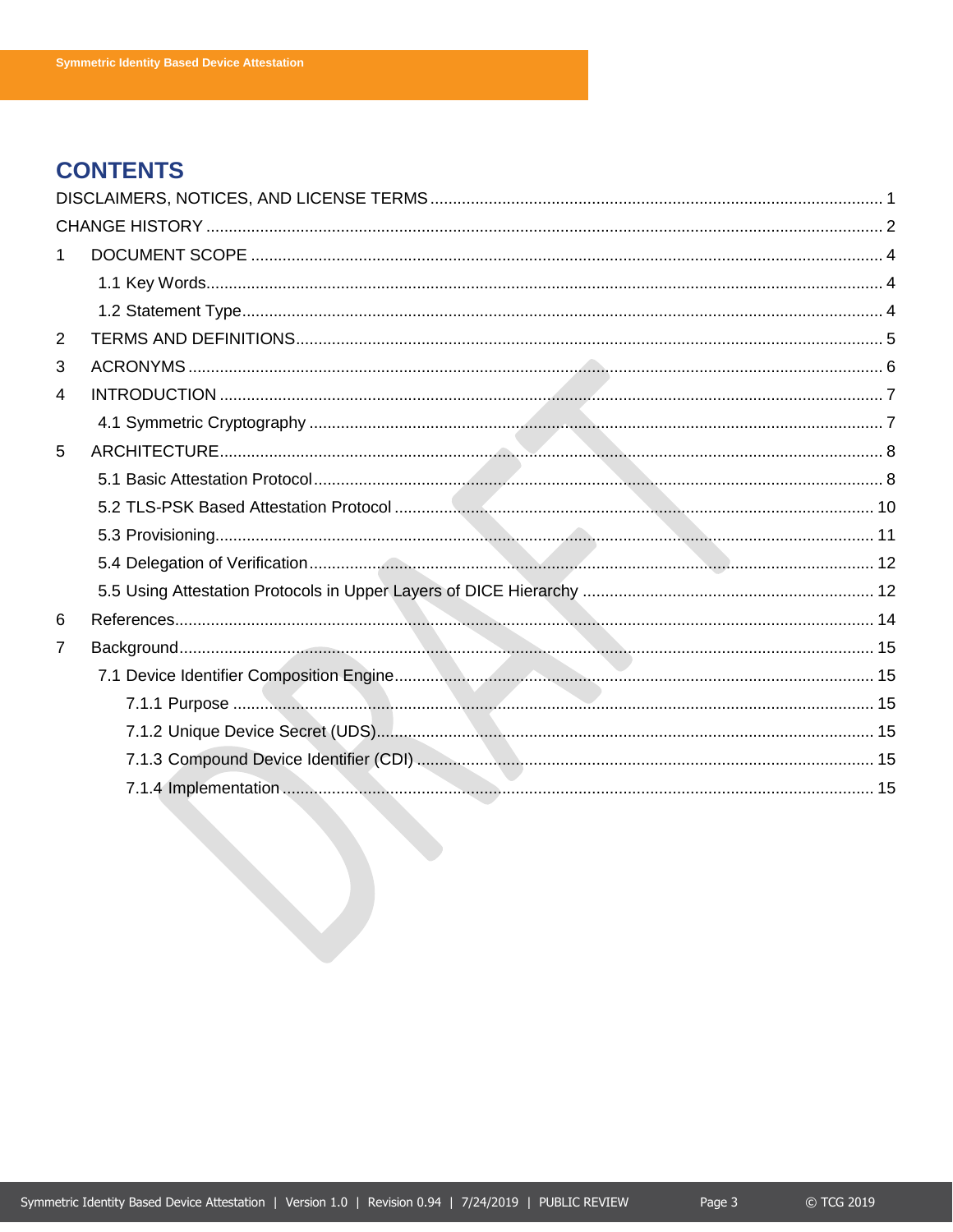# CONTENTS

DISCLAIMERS, NOTICES, AND LICENSE TERMS .......... 1
CHANGE HISTORY .......... 2
1 DOCUMENT SCOPE .......... 4
  1.1 Key Words .......... 4
  1.2 Statement Type .......... 4
2 TERMS AND DEFINITIONS .......... 5
3 ACRONYMS .......... 6
4 INTRODUCTION .......... 7
  4.1 Symmetric Cryptography .......... 7
5 ARCHITECTURE .......... 8
  5.1 Basic Attestation Protocol .......... 8
  5.2 TLS-PSK Based Attestation Protocol .......... 10
  5.3 Provisioning .......... 11
  5.4 Delegation of Verification .......... 12
  5.5 Using Attestation Protocols in Upper Layers of DICE Hierarchy .......... 12
6 References .......... 14
7 Background .......... 15
  7.1 Device Identifier Composition Engine .......... 15
    7.1.1 Purpose .......... 15
    7.1.2 Unique Device Secret (UDS) .......... 15
    7.1.3 Compound Device Identifier (CDI) .......... 15
    7.1.4 Implementation .......... 15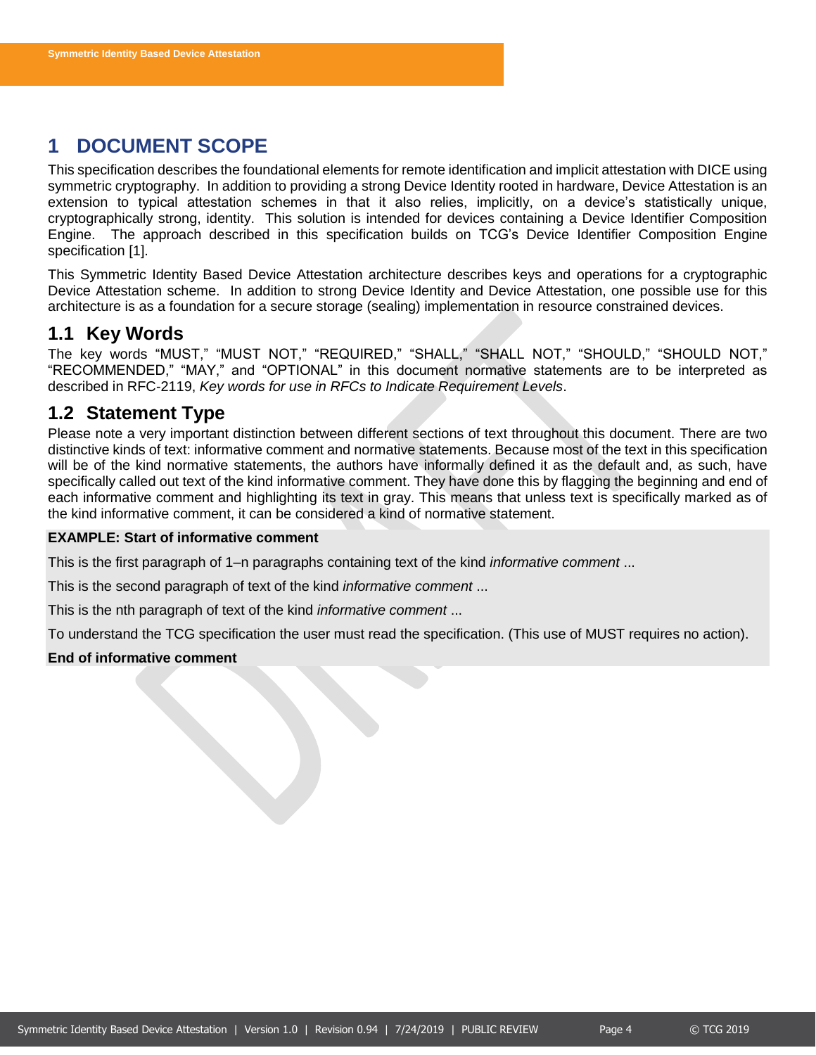# 1 DOCUMENT SCOPE

This specification describes the foundational elements for remote identification and implicit attestation with DICE using symmetric cryptography. In addition to providing a strong Device Identity rooted in hardware, Device Attestation is an extension to typical attestation schemes in that it also relies, implicitly, on a device's statistically unique, cryptographically strong, identity. This solution is intended for devices containing a Device Identifier Composition Engine. The approach described in this specification builds on TCG's Device Identifier Composition Engine specification [1].

This Symmetric Identity Based Device Attestation architecture describes keys and operations for a cryptographic Device Attestation scheme. In addition to strong Device Identity and Device Attestation, one possible use for this architecture is as a foundation for a secure storage (sealing) implementation in resource constrained devices.

## 1.1 Key Words

The key words "MUST," "MUST NOT," "REQUIRED," "SHALL," "SHALL NOT," "SHOULD," "SHOULD NOT," "RECOMMENDED," "MAY," and "OPTIONAL" in this document normative statements are to be interpreted as described in RFC-2119, *Key words for use in RFCs to Indicate Requirement Levels*.

## 1.2 Statement Type

Please note a very important distinction between different sections of text throughout this document. There are two distinctive kinds of text: informative comment and normative statements. Because most of the text in this specification will be of the kind normative statements, the authors have informally defined it as the default and, as such, have specifically called out text of the kind informative comment. They have done this by flagging the beginning and end of each informative comment and highlighting its text in gray. This means that unless text is specifically marked as of the kind informative comment, it can be considered a kind of normative statement.

**EXAMPLE: Start of informative comment**

This is the first paragraph of 1–n paragraphs containing text of the kind *informative comment* ...

This is the second paragraph of text of the kind *informative comment* ...

This is the nth paragraph of text of the kind *informative comment* ...

To understand the TCG specification the user must read the specification. (This use of MUST requires no action).

**End of informative comment**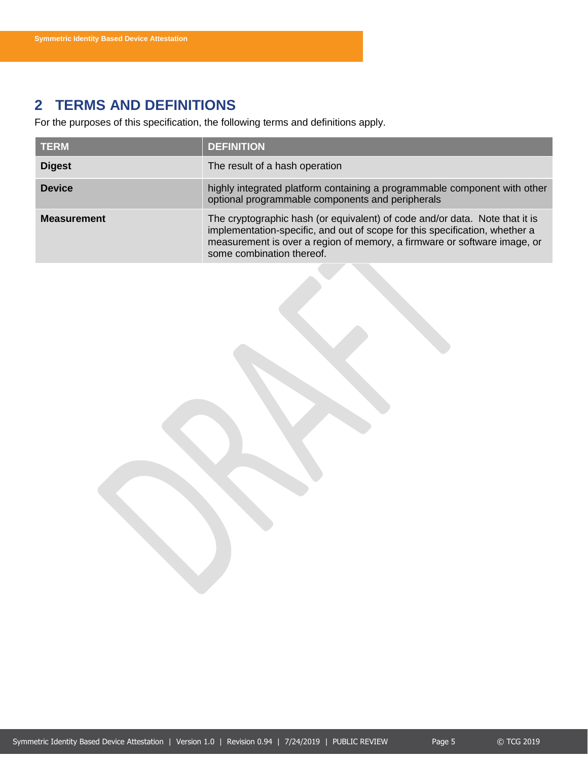# 2 TERMS AND DEFINITIONS

For the purposes of this specification, the following terms and definitions apply.

| TERM | DEFINITION |
|---|---|
| **Digest** | The result of a hash operation |
| **Device** | highly integrated platform containing a programmable component with other optional programmable components and peripherals |
| **Measurement** | The cryptographic hash (or equivalent) of code and/or data. Note that it is implementation-specific, and out of scope for this specification, whether a measurement is over a region of memory, a firmware or software image, or some combination thereof. |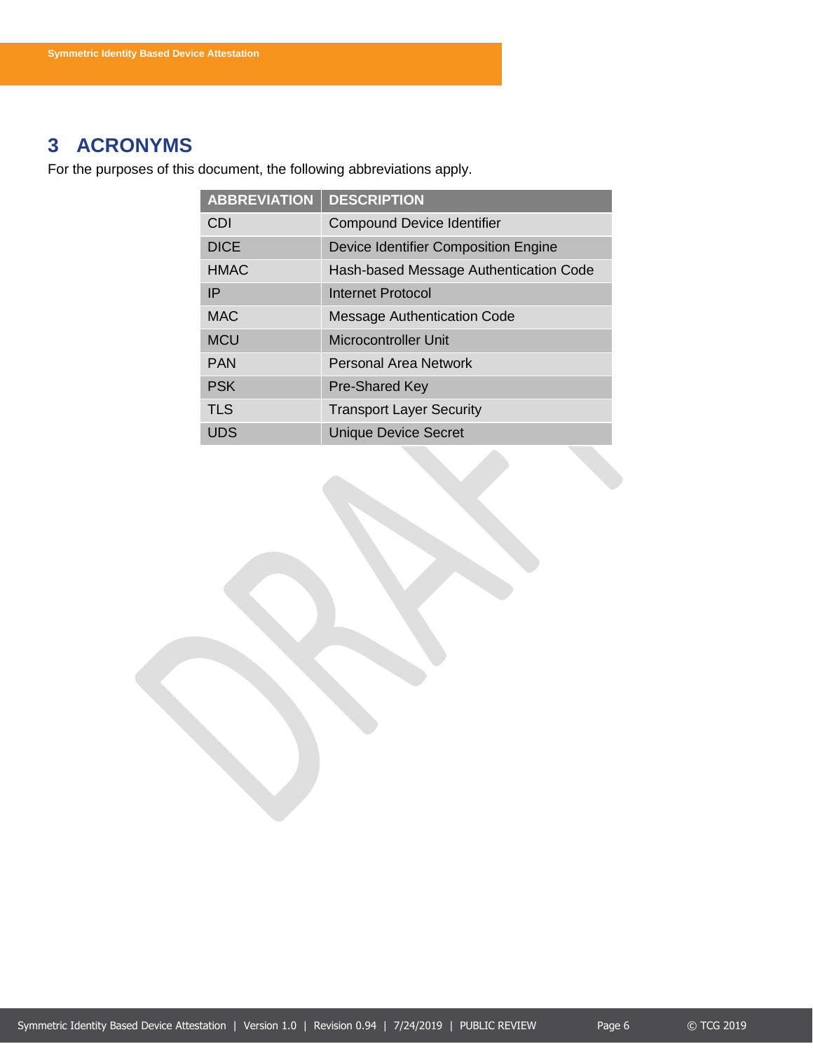# 3 ACRONYMS

For the purposes of this document, the following abbreviations apply.

| ABBREVIATION | DESCRIPTION |
| --- | --- |
| CDI | Compound Device Identifier |
| DICE | Device Identifier Composition Engine |
| HMAC | Hash-based Message Authentication Code |
| IP | Internet Protocol |
| MAC | Message Authentication Code |
| MCU | Microcontroller Unit |
| PAN | Personal Area Network |
| PSK | Pre-Shared Key |
| TLS | Transport Layer Security |
| UDS | Unique Device Secret |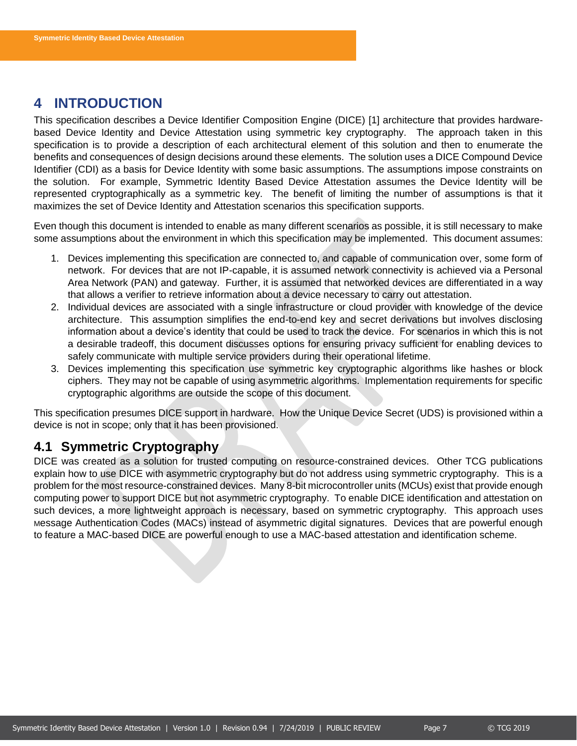# 4 INTRODUCTION

This specification describes a Device Identifier Composition Engine (DICE) [1] architecture that provides hardware-based Device Identity and Device Attestation using symmetric key cryptography. The approach taken in this specification is to provide a description of each architectural element of this solution and then to enumerate the benefits and consequences of design decisions around these elements. The solution uses a DICE Compound Device Identifier (CDI) as a basis for Device Identity with some basic assumptions. The assumptions impose constraints on the solution. For example, Symmetric Identity Based Device Attestation assumes the Device Identity will be represented cryptographically as a symmetric key. The benefit of limiting the number of assumptions is that it maximizes the set of Device Identity and Attestation scenarios this specification supports.

Even though this document is intended to enable as many different scenarios as possible, it is still necessary to make some assumptions about the environment in which this specification may be implemented. This document assumes:

1. Devices implementing this specification are connected to, and capable of communication over, some form of network. For devices that are not IP-capable, it is assumed network connectivity is achieved via a Personal Area Network (PAN) and gateway. Further, it is assumed that networked devices are differentiated in a way that allows a verifier to retrieve information about a device necessary to carry out attestation.
2. Individual devices are associated with a single infrastructure or cloud provider with knowledge of the device architecture. This assumption simplifies the end-to-end key and secret derivations but involves disclosing information about a device's identity that could be used to track the device. For scenarios in which this is not a desirable tradeoff, this document discusses options for ensuring privacy sufficient for enabling devices to safely communicate with multiple service providers during their operational lifetime.
3. Devices implementing this specification use symmetric key cryptographic algorithms like hashes or block ciphers. They may not be capable of using asymmetric algorithms. Implementation requirements for specific cryptographic algorithms are outside the scope of this document.

This specification presumes DICE support in hardware. How the Unique Device Secret (UDS) is provisioned within a device is not in scope; only that it has been provisioned.

## 4.1 Symmetric Cryptography

DICE was created as a solution for trusted computing on resource-constrained devices. Other TCG publications explain how to use DICE with asymmetric cryptography but do not address using symmetric cryptography. This is a problem for the most resource-constrained devices. Many 8-bit microcontroller units (MCUs) exist that provide enough computing power to support DICE but not asymmetric cryptography. To enable DICE identification and attestation on such devices, a more lightweight approach is necessary, based on symmetric cryptography. This approach uses Message Authentication Codes (MACs) instead of asymmetric digital signatures. Devices that are powerful enough to feature a MAC-based DICE are powerful enough to use a MAC-based attestation and identification scheme.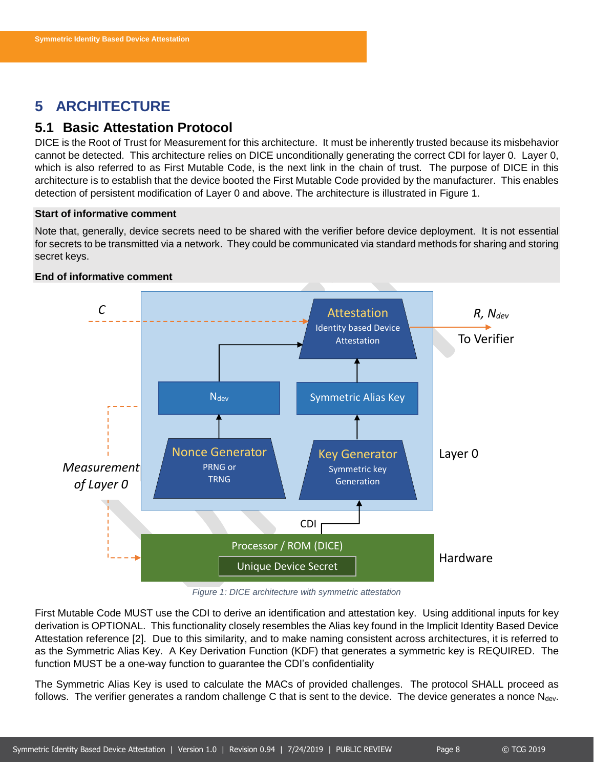# 5 ARCHITECTURE

## 5.1 Basic Attestation Protocol

DICE is the Root of Trust for Measurement for this architecture. It must be inherently trusted because its misbehavior cannot be detected. This architecture relies on DICE unconditionally generating the correct CDI for layer 0. Layer 0, which is also referred to as First Mutable Code, is the next link in the chain of trust. The purpose of DICE in this architecture is to establish that the device booted the First Mutable Code provided by the manufacturer. This enables detection of persistent modification of Layer 0 and above. The architecture is illustrated in Figure 1.

**Start of informative comment**

Note that, generally, device secrets need to be shared with the verifier before device deployment. It is not essential for secrets to be transmitted via a network. They could be communicated via standard methods for sharing and storing secret keys.

**End of informative comment**

*Figure 1: DICE architecture with symmetric attestation*

First Mutable Code MUST use the CDI to derive an identification and attestation key. Using additional inputs for key derivation is OPTIONAL. This functionality closely resembles the Alias key found in the Implicit Identity Based Device Attestation reference [2]. Due to this similarity, and to make naming consistent across architectures, it is referred to as the Symmetric Alias Key. A Key Derivation Function (KDF) that generates a symmetric key is REQUIRED. The function MUST be a one-way function to guarantee the CDI's confidentiality

The Symmetric Alias Key is used to calculate the MACs of provided challenges. The protocol SHALL proceed as follows. The verifier generates a random challenge C that is sent to the device. The device generates a nonce $N_{dev}$.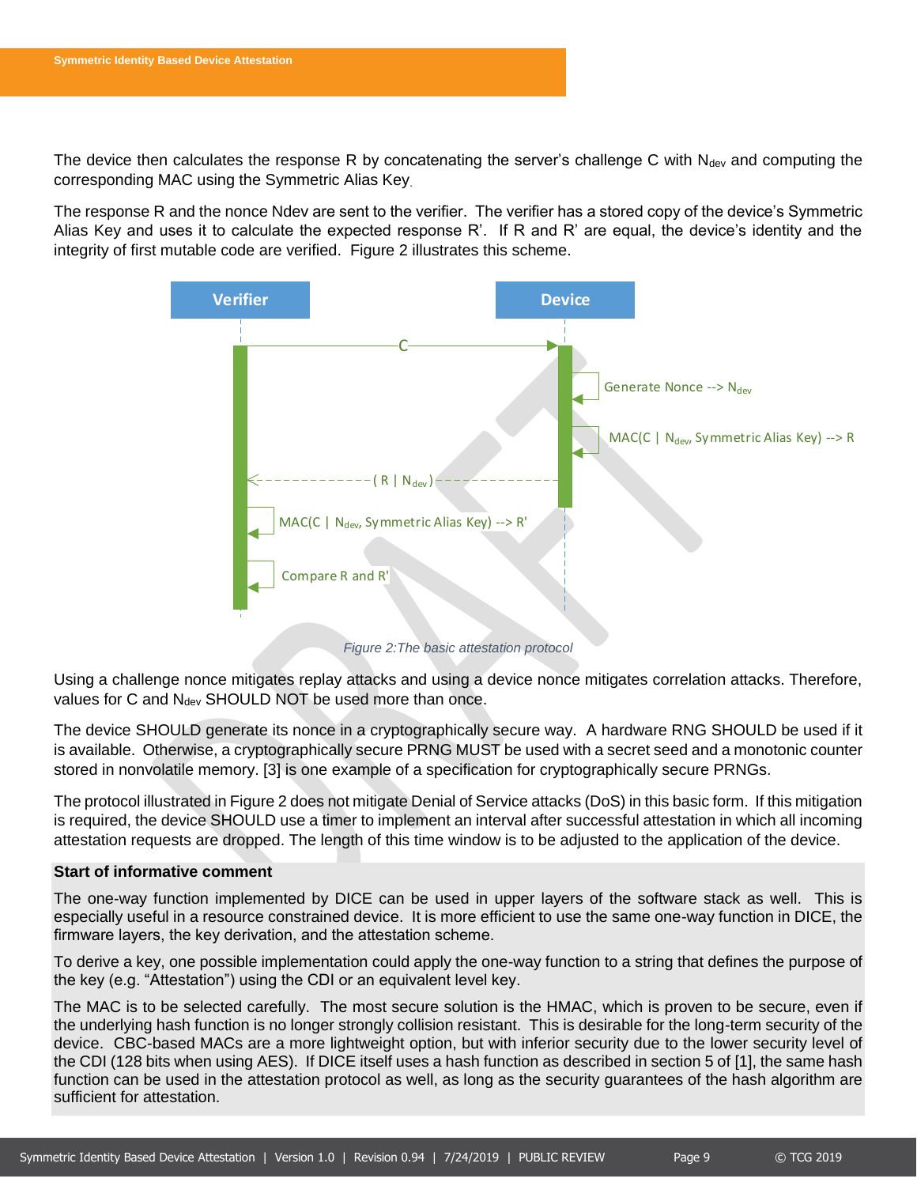The device then calculates the response R by concatenating the server's challenge C with $N_{dev}$ and computing the corresponding MAC using the Symmetric Alias Key.

The response R and the nonce Ndev are sent to the verifier. The verifier has a stored copy of the device's Symmetric Alias Key and uses it to calculate the expected response R'. If R and R' are equal, the device's identity and the integrity of first mutable code are verified. Figure 2 illustrates this scheme.

*Figure 2:The basic attestation protocol*

Using a challenge nonce mitigates replay attacks and using a device nonce mitigates correlation attacks. Therefore, values for C and $N_{dev}$ SHOULD NOT be used more than once.

The device SHOULD generate its nonce in a cryptographically secure way. A hardware RNG SHOULD be used if it is available. Otherwise, a cryptographically secure PRNG MUST be used with a secret seed and a monotonic counter stored in nonvolatile memory. [3] is one example of a specification for cryptographically secure PRNGs.

The protocol illustrated in Figure 2 does not mitigate Denial of Service attacks (DoS) in this basic form. If this mitigation is required, the device SHOULD use a timer to implement an interval after successful attestation in which all incoming attestation requests are dropped. The length of this time window is to be adjusted to the application of the device.

**Start of informative comment**

The one-way function implemented by DICE can be used in upper layers of the software stack as well. This is especially useful in a resource constrained device. It is more efficient to use the same one-way function in DICE, the firmware layers, the key derivation, and the attestation scheme.

To derive a key, one possible implementation could apply the one-way function to a string that defines the purpose of the key (e.g. "Attestation") using the CDI or an equivalent level key.

The MAC is to be selected carefully. The most secure solution is the HMAC, which is proven to be secure, even if the underlying hash function is no longer strongly collision resistant. This is desirable for the long-term security of the device. CBC-based MACs are a more lightweight option, but with inferior security due to the lower security level of the CDI (128 bits when using AES). If DICE itself uses a hash function as described in section 5 of [1], the same hash function can be used in the attestation protocol as well, as long as the security guarantees of the hash algorithm are sufficient for attestation.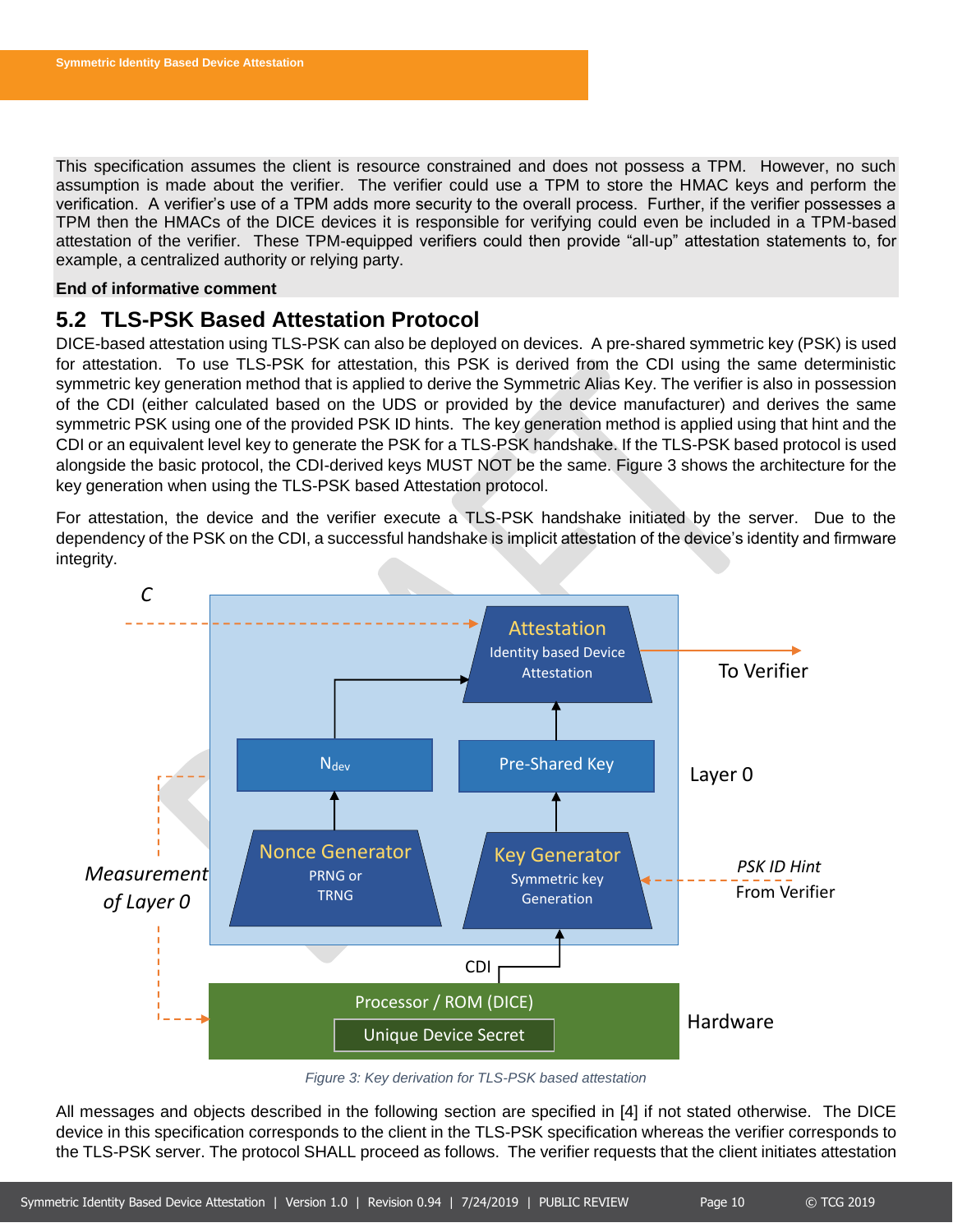This specification assumes the client is resource constrained and does not possess a TPM. However, no such assumption is made about the verifier. The verifier could use a TPM to store the HMAC keys and perform the verification. A verifier's use of a TPM adds more security to the overall process. Further, if the verifier possesses a TPM then the HMACs of the DICE devices it is responsible for verifying could even be included in a TPM-based attestation of the verifier. These TPM-equipped verifiers could then provide "all-up" attestation statements to, for example, a centralized authority or relying party.

**End of informative comment**

## 5.2 TLS-PSK Based Attestation Protocol

DICE-based attestation using TLS-PSK can also be deployed on devices. A pre-shared symmetric key (PSK) is used for attestation. To use TLS-PSK for attestation, this PSK is derived from the CDI using the same deterministic symmetric key generation method that is applied to derive the Symmetric Alias Key. The verifier is also in possession of the CDI (either calculated based on the UDS or provided by the device manufacturer) and derives the same symmetric PSK using one of the provided PSK ID hints. The key generation method is applied using that hint and the CDI or an equivalent level key to generate the PSK for a TLS-PSK handshake. If the TLS-PSK based protocol is used alongside the basic protocol, the CDI-derived keys MUST NOT be the same. Figure 3 shows the architecture for the key generation when using the TLS-PSK based Attestation protocol.

For attestation, the device and the verifier execute a TLS-PSK handshake initiated by the server. Due to the dependency of the PSK on the CDI, a successful handshake is implicit attestation of the device's identity and firmware integrity.

*Figure 3: Key derivation for TLS-PSK based attestation*

All messages and objects described in the following section are specified in [4] if not stated otherwise. The DICE device in this specification corresponds to the client in the TLS-PSK specification whereas the verifier corresponds to the TLS-PSK server. The protocol SHALL proceed as follows. The verifier requests that the client initiates attestation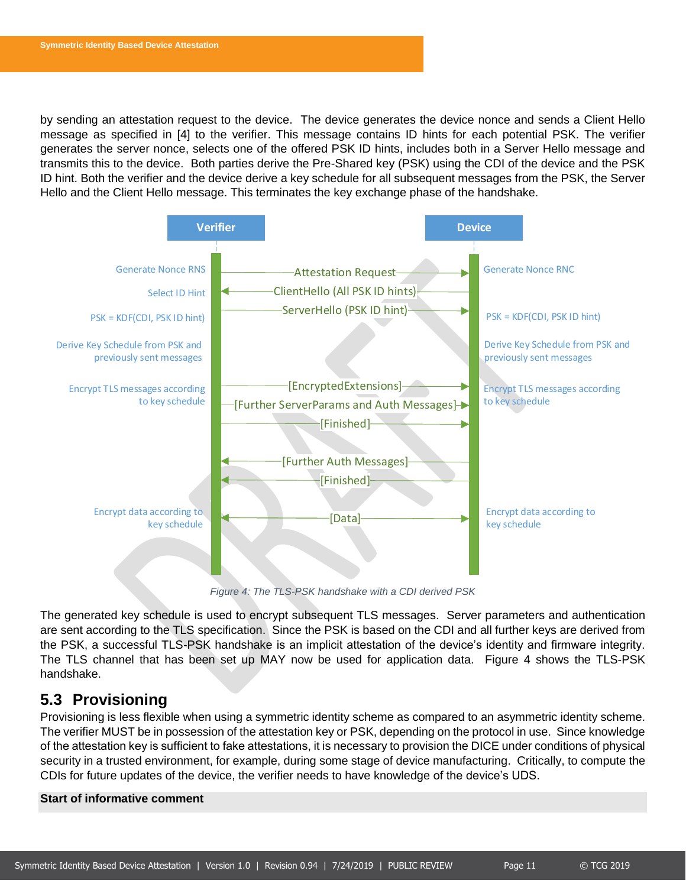by sending an attestation request to the device. The device generates the device nonce and sends a Client Hello message as specified in [4] to the verifier. This message contains ID hints for each potential PSK. The verifier generates the server nonce, selects one of the offered PSK ID hints, includes both in a Server Hello message and transmits this to the device. Both parties derive the Pre-Shared key (PSK) using the CDI of the device and the PSK ID hint. Both the verifier and the device derive a key schedule for all subsequent messages from the PSK, the Server Hello and the Client Hello message. This terminates the key exchange phase of the handshake.

*Figure 4: The TLS-PSK handshake with a CDI derived PSK*

The generated key schedule is used to encrypt subsequent TLS messages. Server parameters and authentication are sent according to the TLS specification. Since the PSK is based on the CDI and all further keys are derived from the PSK, a successful TLS-PSK handshake is an implicit attestation of the device's identity and firmware integrity. The TLS channel that has been set up MAY now be used for application data. Figure 4 shows the TLS-PSK handshake.

## 5.3 Provisioning

Provisioning is less flexible when using a symmetric identity scheme as compared to an asymmetric identity scheme. The verifier MUST be in possession of the attestation key or PSK, depending on the protocol in use. Since knowledge of the attestation key is sufficient to fake attestations, it is necessary to provision the DICE under conditions of physical security in a trusted environment, for example, during some stage of device manufacturing. Critically, to compute the CDIs for future updates of the device, the verifier needs to have knowledge of the device's UDS.

**Start of informative comment**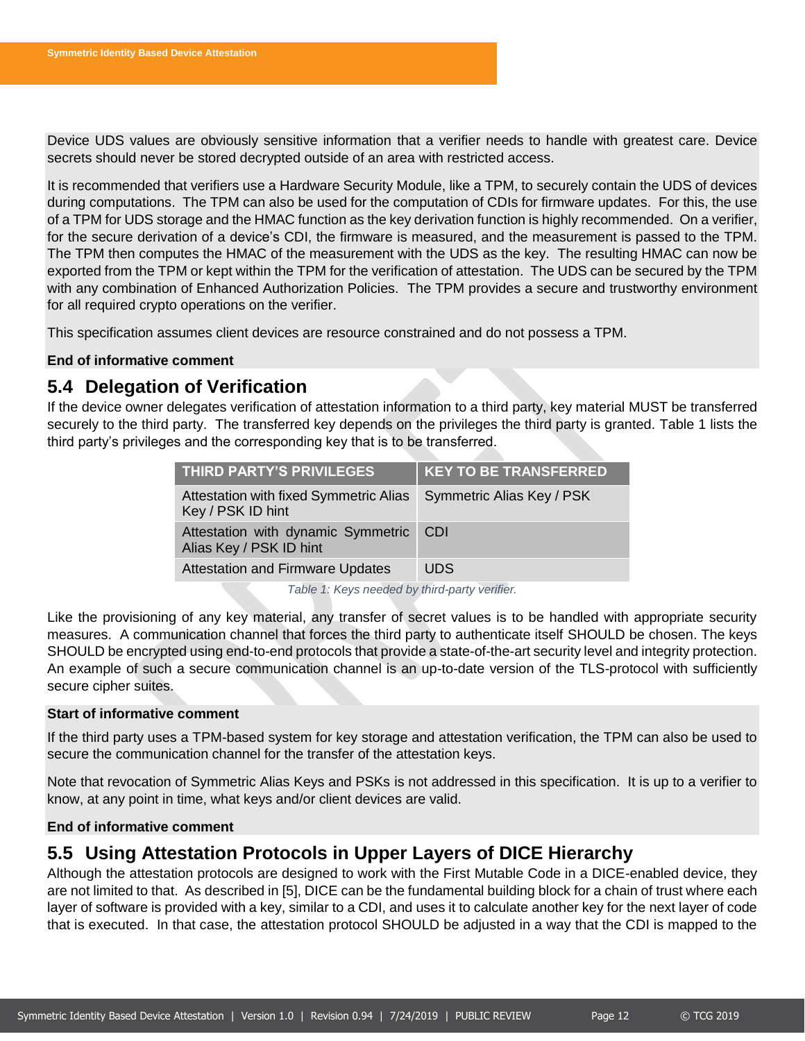Device UDS values are obviously sensitive information that a verifier needs to handle with greatest care. Device secrets should never be stored decrypted outside of an area with restricted access.

It is recommended that verifiers use a Hardware Security Module, like a TPM, to securely contain the UDS of devices during computations. The TPM can also be used for the computation of CDIs for firmware updates. For this, the use of a TPM for UDS storage and the HMAC function as the key derivation function is highly recommended. On a verifier, for the secure derivation of a device's CDI, the firmware is measured, and the measurement is passed to the TPM. The TPM then computes the HMAC of the measurement with the UDS as the key. The resulting HMAC can now be exported from the TPM or kept within the TPM for the verification of attestation. The UDS can be secured by the TPM with any combination of Enhanced Authorization Policies. The TPM provides a secure and trustworthy environment for all required crypto operations on the verifier.

This specification assumes client devices are resource constrained and do not possess a TPM.

**End of informative comment**

## 5.4 Delegation of Verification

If the device owner delegates verification of attestation information to a third party, key material MUST be transferred securely to the third party. The transferred key depends on the privileges the third party is granted. Table 1 lists the third party's privileges and the corresponding key that is to be transferred.

| THIRD PARTY'S PRIVILEGES | KEY TO BE TRANSFERRED |
|---|---|
| Attestation with fixed Symmetric Alias Key / PSK ID hint | Symmetric Alias Key / PSK |
| Attestation with dynamic Symmetric Alias Key / PSK ID hint | CDI |
| Attestation and Firmware Updates | UDS |

*Table 1: Keys needed by third-party verifier.*

Like the provisioning of any key material, any transfer of secret values is to be handled with appropriate security measures. A communication channel that forces the third party to authenticate itself SHOULD be chosen. The keys SHOULD be encrypted using end-to-end protocols that provide a state-of-the-art security level and integrity protection. An example of such a secure communication channel is an up-to-date version of the TLS-protocol with sufficiently secure cipher suites.

**Start of informative comment**

If the third party uses a TPM-based system for key storage and attestation verification, the TPM can also be used to secure the communication channel for the transfer of the attestation keys.

Note that revocation of Symmetric Alias Keys and PSKs is not addressed in this specification. It is up to a verifier to know, at any point in time, what keys and/or client devices are valid.

**End of informative comment**

## 5.5 Using Attestation Protocols in Upper Layers of DICE Hierarchy

Although the attestation protocols are designed to work with the First Mutable Code in a DICE-enabled device, they are not limited to that. As described in [5], DICE can be the fundamental building block for a chain of trust where each layer of software is provided with a key, similar to a CDI, and uses it to calculate another key for the next layer of code that is executed. In that case, the attestation protocol SHOULD be adjusted in a way that the CDI is mapped to the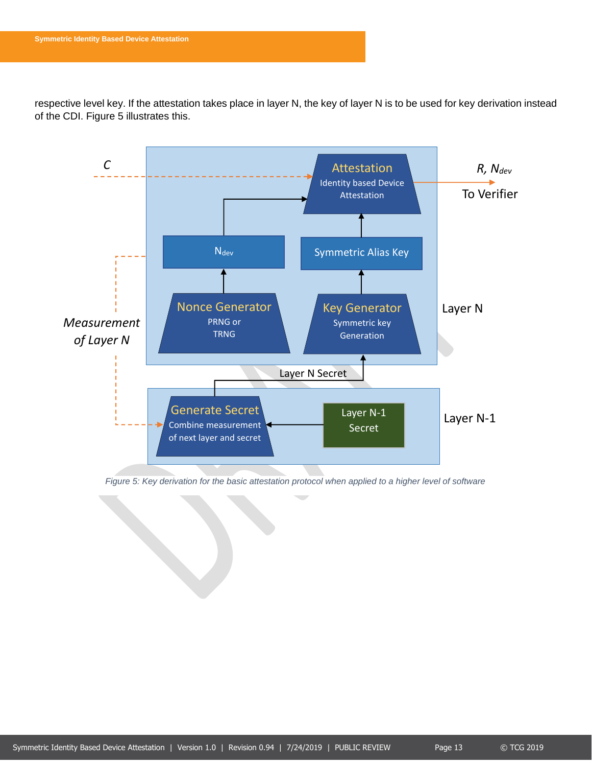respective level key. If the attestation takes place in layer N, the key of layer N is to be used for key derivation instead of the CDI. Figure 5 illustrates this.

*Figure 5: Key derivation for the basic attestation protocol when applied to a higher level of software*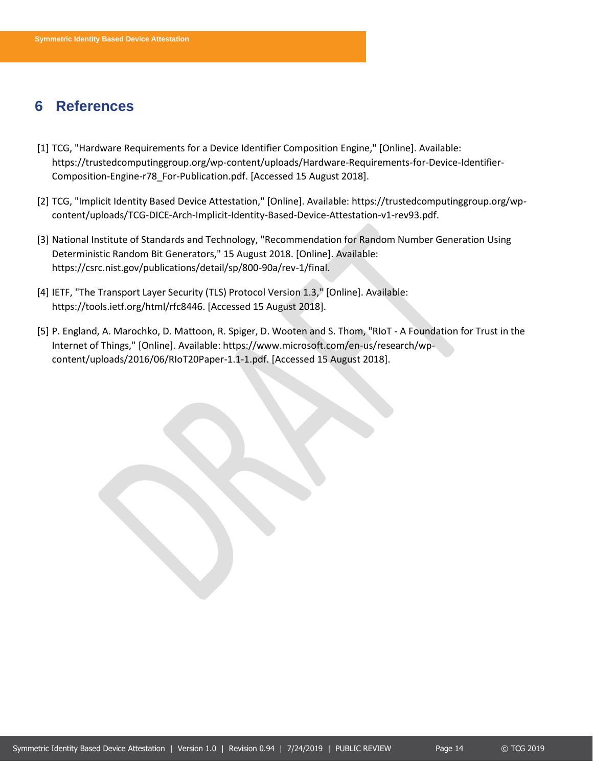# 6 References

[1] TCG, "Hardware Requirements for a Device Identifier Composition Engine," [Online]. Available: https://trustedcomputinggroup.org/wp-content/uploads/Hardware-Requirements-for-Device-Identifier-Composition-Engine-r78_For-Publication.pdf. [Accessed 15 August 2018].

[2] TCG, "Implicit Identity Based Device Attestation," [Online]. Available: https://trustedcomputinggroup.org/wp-content/uploads/TCG-DICE-Arch-Implicit-Identity-Based-Device-Attestation-v1-rev93.pdf.

[3] National Institute of Standards and Technology, "Recommendation for Random Number Generation Using Deterministic Random Bit Generators," 15 August 2018. [Online]. Available: https://csrc.nist.gov/publications/detail/sp/800-90a/rev-1/final.

[4] IETF, "The Transport Layer Security (TLS) Protocol Version 1.3," [Online]. Available: https://tools.ietf.org/html/rfc8446. [Accessed 15 August 2018].

[5] P. England, A. Marochko, D. Mattoon, R. Spiger, D. Wooten and S. Thom, "RIoT - A Foundation for Trust in the Internet of Things," [Online]. Available: https://www.microsoft.com/en-us/research/wp-content/uploads/2016/06/RIoT20Paper-1.1-1.pdf. [Accessed 15 August 2018].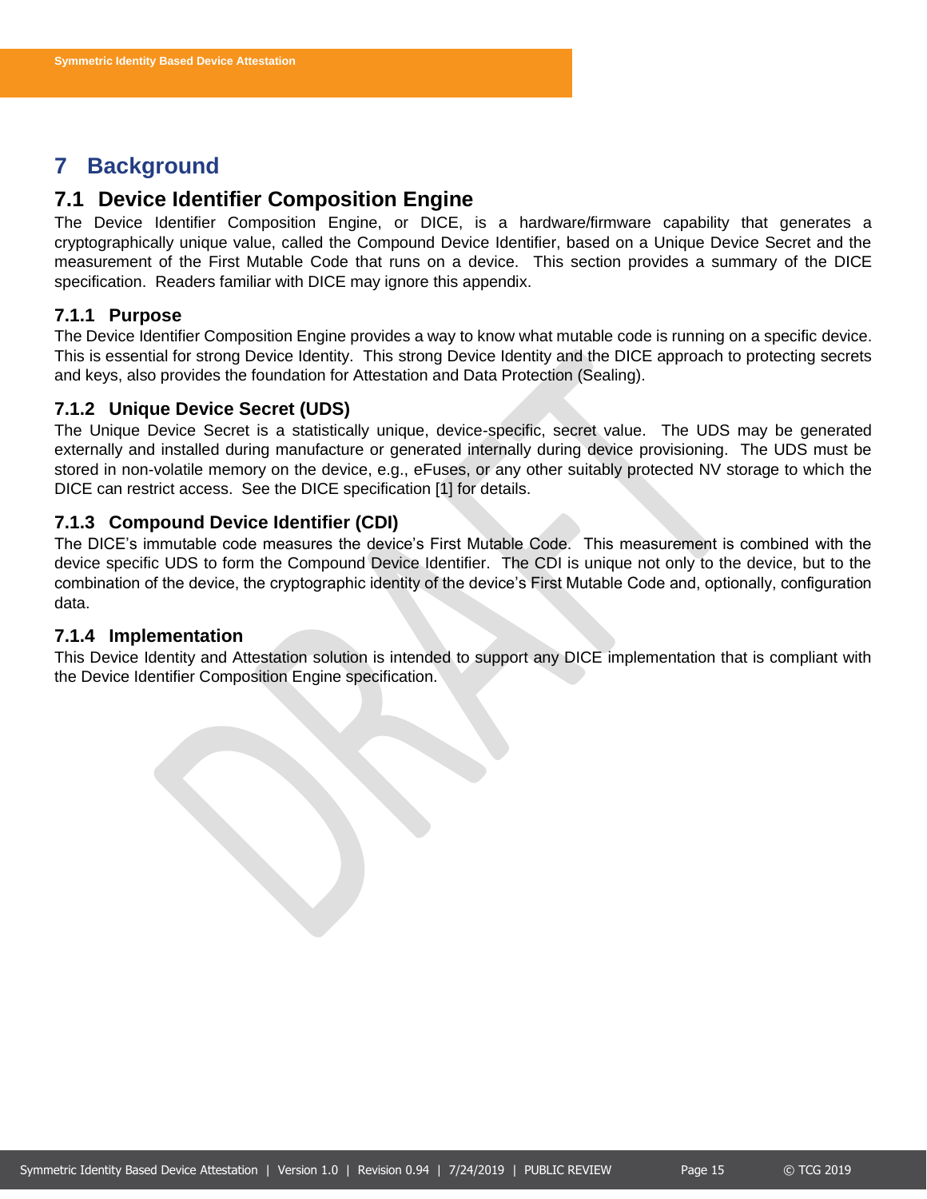# 7 Background

## 7.1 Device Identifier Composition Engine

The Device Identifier Composition Engine, or DICE, is a hardware/firmware capability that generates a cryptographically unique value, called the Compound Device Identifier, based on a Unique Device Secret and the measurement of the First Mutable Code that runs on a device. This section provides a summary of the DICE specification. Readers familiar with DICE may ignore this appendix.

### 7.1.1 Purpose

The Device Identifier Composition Engine provides a way to know what mutable code is running on a specific device. This is essential for strong Device Identity. This strong Device Identity and the DICE approach to protecting secrets and keys, also provides the foundation for Attestation and Data Protection (Sealing).

### 7.1.2 Unique Device Secret (UDS)

The Unique Device Secret is a statistically unique, device-specific, secret value. The UDS may be generated externally and installed during manufacture or generated internally during device provisioning. The UDS must be stored in non-volatile memory on the device, e.g., eFuses, or any other suitably protected NV storage to which the DICE can restrict access. See the DICE specification [1] for details.

### 7.1.3 Compound Device Identifier (CDI)

The DICE's immutable code measures the device's First Mutable Code. This measurement is combined with the device specific UDS to form the Compound Device Identifier. The CDI is unique not only to the device, but to the combination of the device, the cryptographic identity of the device's First Mutable Code and, optionally, configuration data.

### 7.1.4 Implementation

This Device Identity and Attestation solution is intended to support any DICE implementation that is compliant with the Device Identifier Composition Engine specification.